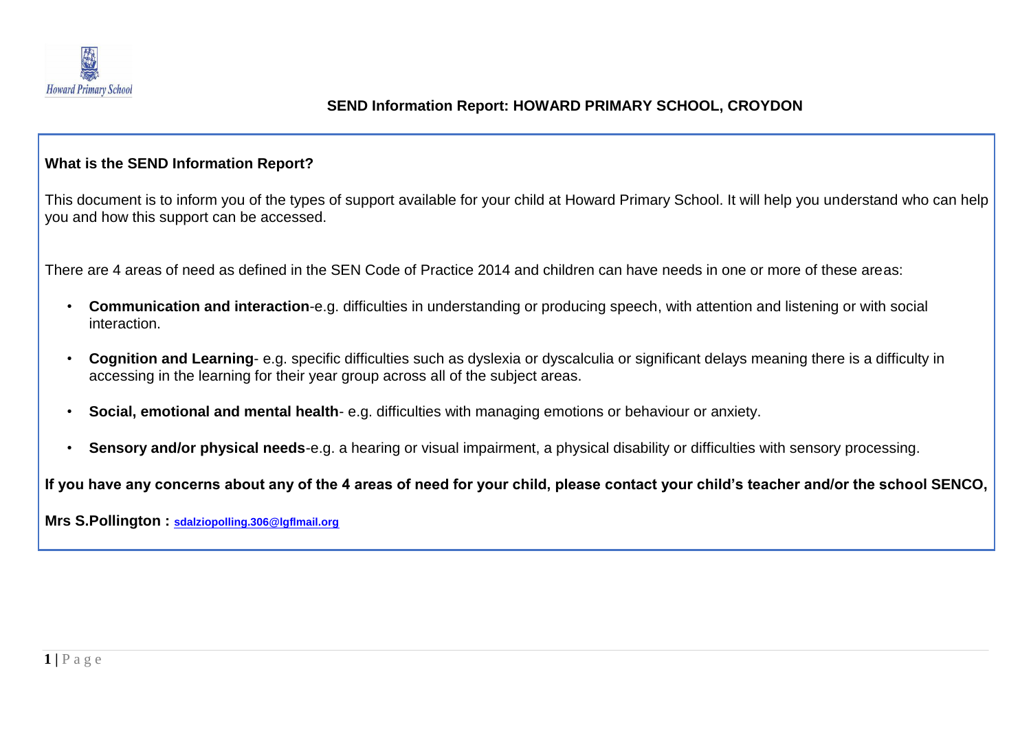Howard Primary School

# SEND Information Report: HOWARD PRIMARY SCHOOL, CROYDON

**What is the SEND Information Report?**

This document is to inform you of the types of support available for your child at Howard Primary School. It will help you understand who can help you and how this support can be accessed.

There are 4 areas of need as defined in the SEN Code of Practice 2014 and children can have needs in one or more of these areas:

- **Communication and interaction**-e.g. difficulties in understanding or producing speech, with attention and listening or with social interaction.
- **Cognition and Learning**- e.g. specific difficulties such as dyslexia or dyscalculia or significant delays meaning there is a difficulty in accessing in the learning for their year group across all of the subject areas.
- **Social, emotional and mental health**- e.g. difficulties with managing emotions or behaviour or anxiety.
- **Sensory and/or physical needs**-e.g. a hearing or visual impairment, a physical disability or difficulties with sensory processing.

**If you have any concerns about any of the 4 areas of need for your child, please contact your child's teacher and/or the school SENCO,**

**Mrs S.Pollington :** sdalziopolling.306@lgflmail.org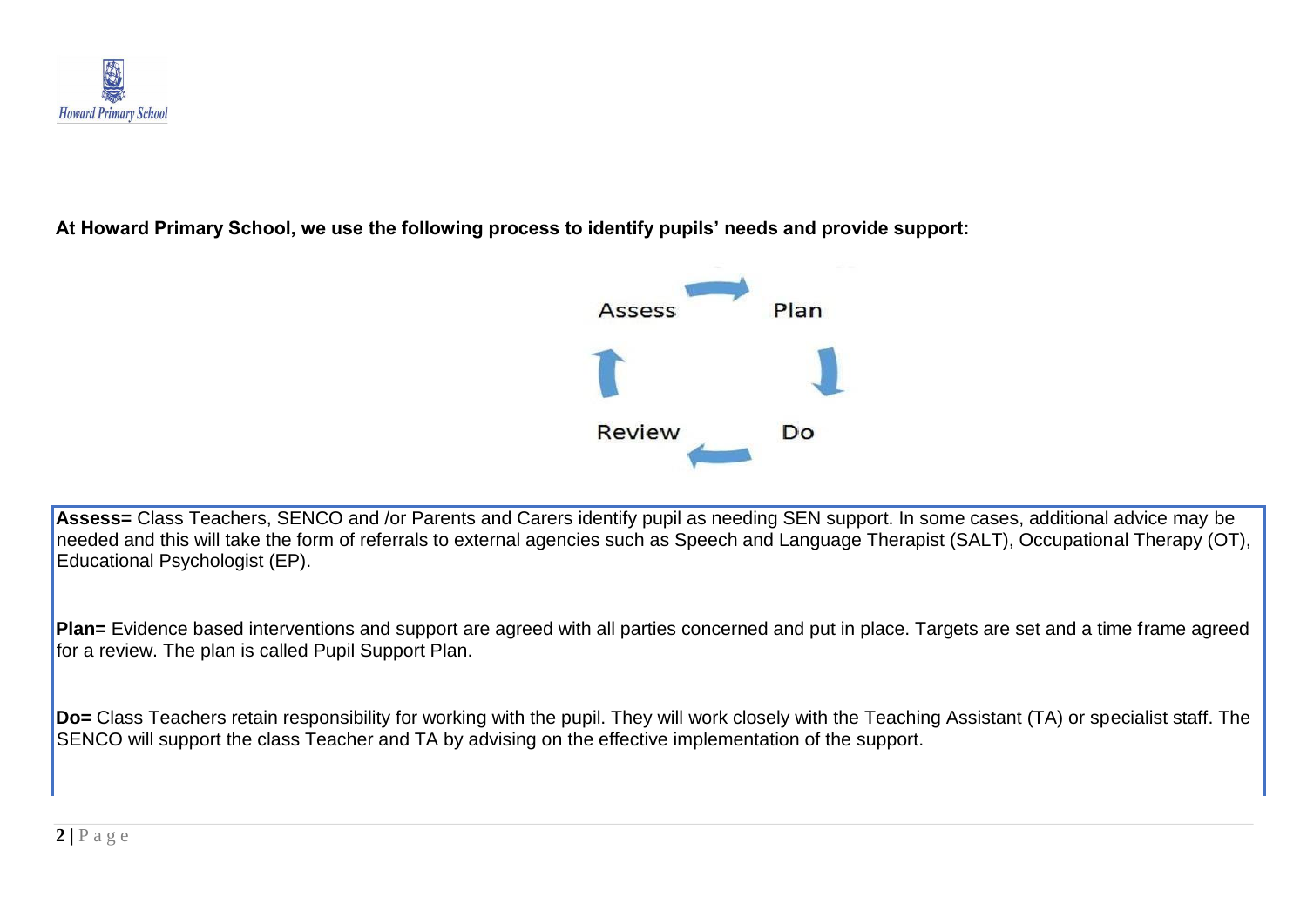**At Howard Primary School, we use the following process to identify pupils' needs and provide support:**

Assess → Plan → Do → Review

**Assess=** Class Teachers, SENCO and /or Parents and Carers identify pupil as needing SEN support. In some cases, additional advice may be needed and this will take the form of referrals to external agencies such as Speech and Language Therapist (SALT), Occupational Therapy (OT), Educational Psychologist (EP).

**Plan=** Evidence based interventions and support are agreed with all parties concerned and put in place. Targets are set and a time frame agreed for a review. The plan is called Pupil Support Plan.

**Do=** Class Teachers retain responsibility for working with the pupil. They will work closely with the Teaching Assistant (TA) or specialist staff. The SENCO will support the class Teacher and TA by advising on the effective implementation of the support.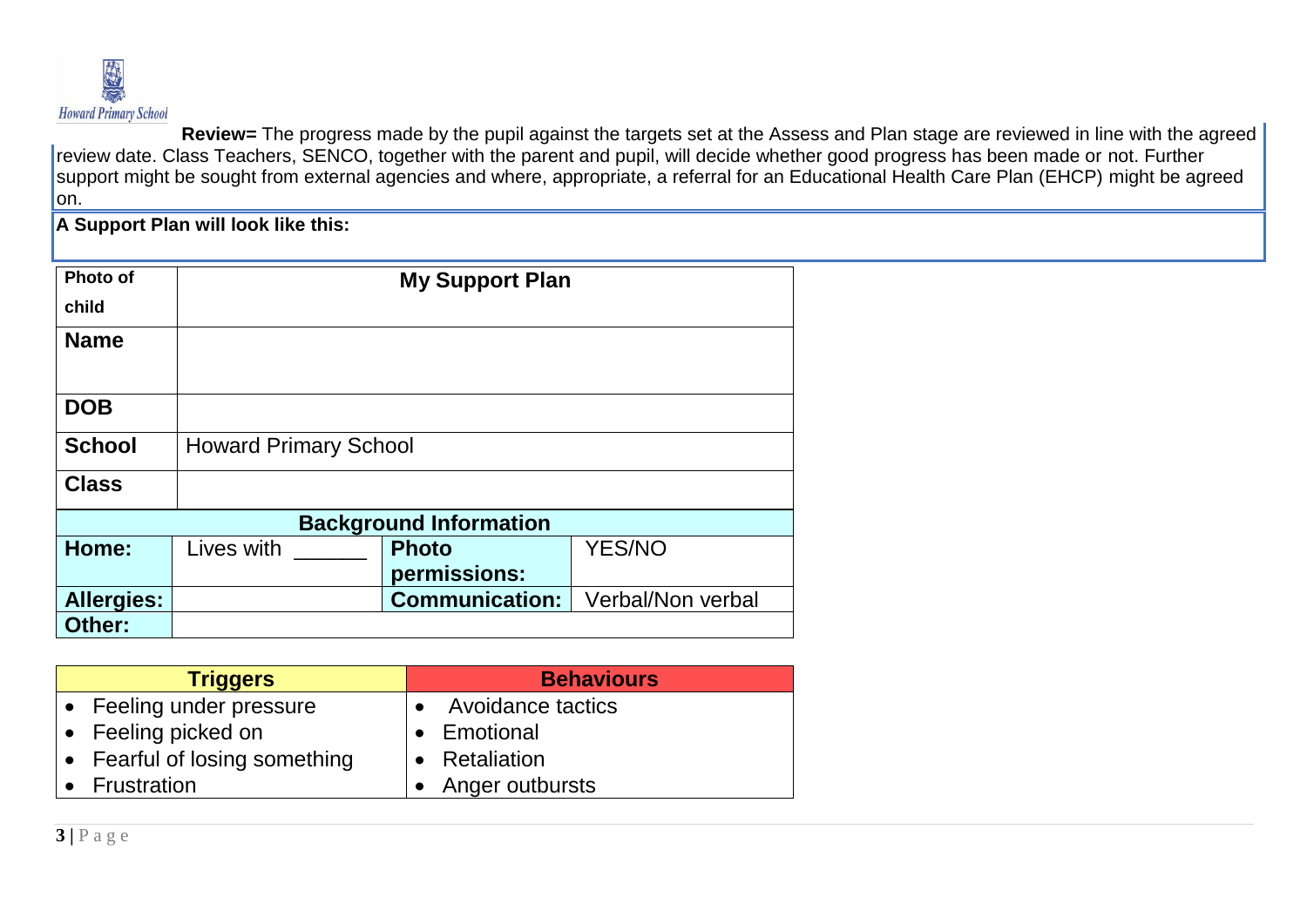**Review=** The progress made by the pupil against the targets set at the Assess and Plan stage are reviewed in line with the agreed review date. Class Teachers, SENCO, together with the parent and pupil, will decide whether good progress has been made or not. Further support might be sought from external agencies and where, appropriate, a referral for an Educational Health Care Plan (EHCP) might be agreed on.

**A Support Plan will look like this:**

| Photo of child | My Support Plan | | |
|---|---|---|---|
| **Name** | | | |
| **DOB** | | | |
| **School** | Howard Primary School | | |
| **Class** | | | |
| **Background Information** | | | |
| **Home:** | Lives with ______ | **Photo permissions:** | YES/NO |
| **Allergies:** | | **Communication:** | Verbal/Non verbal |
| **Other:** | | | |

| Triggers | Behaviours |
|---|---|
| • Feeling under pressure | • Avoidance tactics |
| • Feeling picked on | • Emotional |
| • Fearful of losing something | • Retaliation |
| • Frustration | • Anger outbursts |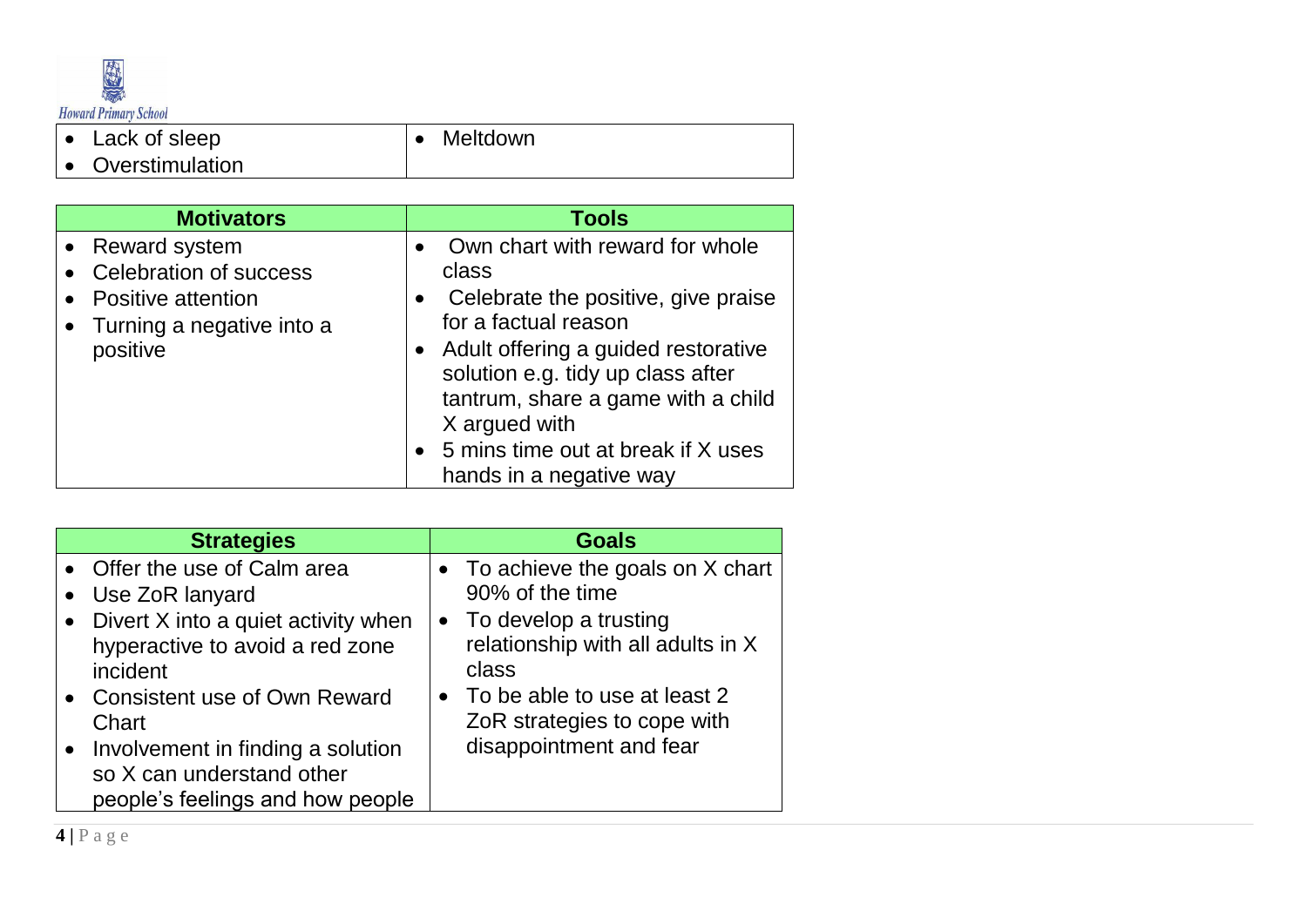| | |
|---|---|
| • Lack of sleep<br>• Overstimulation | • Meltdown |

| Motivators | Tools |
|---|---|
| • Reward system<br>• Celebration of success<br>• Positive attention<br>• Turning a negative into a positive | • Own chart with reward for whole class<br>• Celebrate the positive, give praise for a factual reason<br>• Adult offering a guided restorative solution e.g. tidy up class after tantrum, share a game with a child X argued with<br>• 5 mins time out at break if X uses hands in a negative way |

| Strategies | Goals |
|---|---|
| • Offer the use of Calm area<br>• Use ZoR lanyard<br>• Divert X into a quiet activity when hyperactive to avoid a red zone incident<br>• Consistent use of Own Reward Chart<br>• Involvement in finding a solution so X can understand other people's feelings and how people | • To achieve the goals on X chart 90% of the time<br>• To develop a trusting relationship with all adults in X class<br>• To be able to use at least 2 ZoR strategies to cope with disappointment and fear |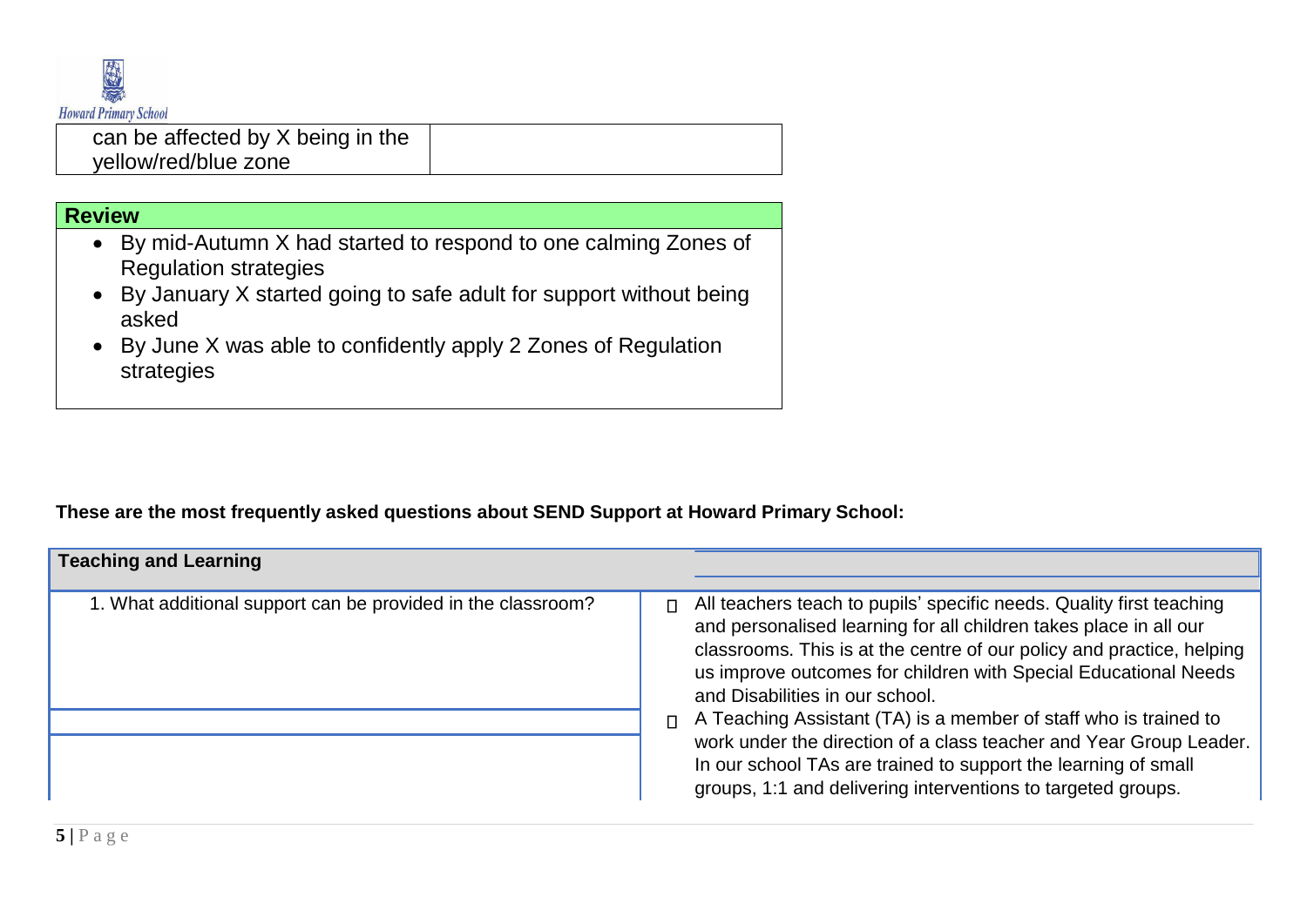| can be affected by X being in the yellow/red/blue zone | |
|---|---|

| Review |
|---|
| • By mid-Autumn X had started to respond to one calming Zones of Regulation strategies<br>• By January X started going to safe adult for support without being asked<br>• By June X was able to confidently apply 2 Zones of Regulation strategies |

**These are the most frequently asked questions about SEND Support at Howard Primary School:**

| Teaching and Learning | |
|---|---|
| 1. What additional support can be provided in the classroom? | • All teachers teach to pupils' specific needs. Quality first teaching and personalised learning for all children takes place in all our classrooms. This is at the centre of our policy and practice, helping us improve outcomes for children with Special Educational Needs and Disabilities in our school.<br>• A Teaching Assistant (TA) is a member of staff who is trained to work under the direction of a class teacher and Year Group Leader. In our school TAs are trained to support the learning of small groups, 1:1 and delivering interventions to targeted groups. |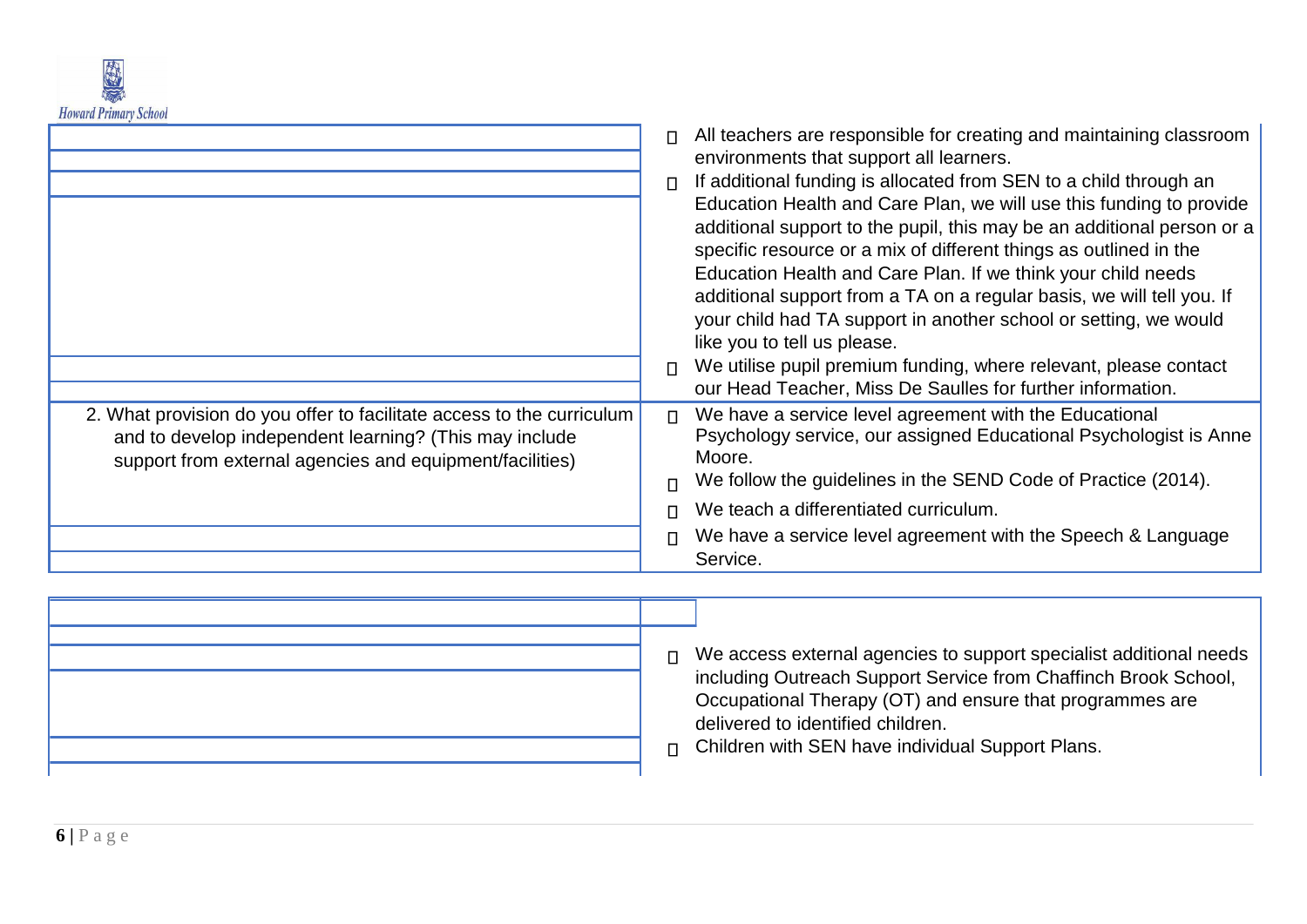| | |
|---|---|
| | - All teachers are responsible for creating and maintaining classroom environments that support all learners.<br>- If additional funding is allocated from SEN to a child through an Education Health and Care Plan, we will use this funding to provide additional support to the pupil, this may be an additional person or a specific resource or a mix of different things as outlined in the Education Health and Care Plan. If we think your child needs additional support from a TA on a regular basis, we will tell you. If your child had TA support in another school or setting, we would like you to tell us please.<br>- We utilise pupil premium funding, where relevant, please contact our Head Teacher, Miss De Saulles for further information. |
| 2. What provision do you offer to facilitate access to the curriculum and to develop independent learning? (This may include support from external agencies and equipment/facilities) | - We have a service level agreement with the Educational Psychology service, our assigned Educational Psychologist is Anne Moore.<br>- We follow the guidelines in the SEND Code of Practice (2014).<br>- We teach a differentiated curriculum.<br>- We have a service level agreement with the Speech & Language Service. |

| | |
|---|---|
| | - We access external agencies to support specialist additional needs including Outreach Support Service from Chaffinch Brook School, Occupational Therapy (OT) and ensure that programmes are delivered to identified children.<br>- Children with SEN have individual Support Plans. |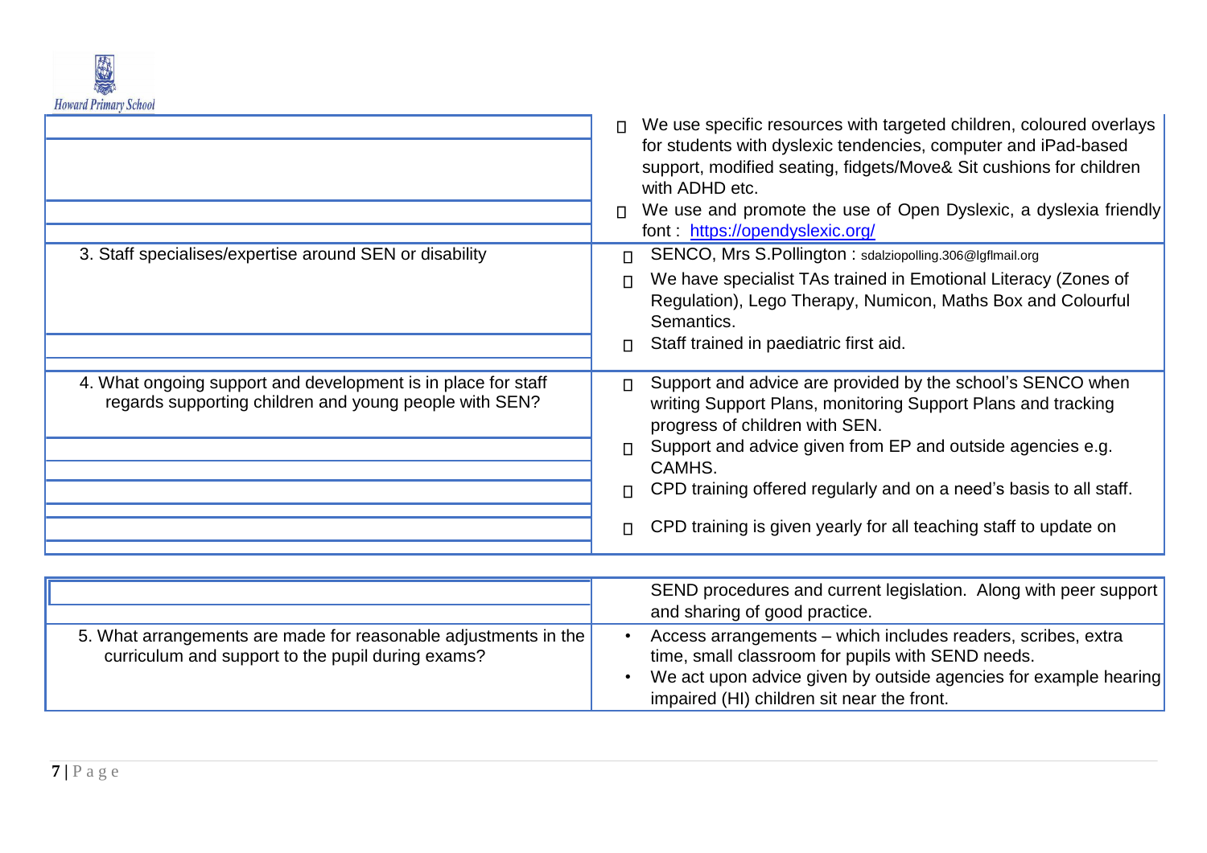| | |
|---|---|
| | • We use specific resources with targeted children, coloured overlays for students with dyslexic tendencies, computer and iPad-based support, modified seating, fidgets/Move& Sit cushions for children with ADHD etc.<br>• We use and promote the use of Open Dyslexic, a dyslexia friendly font : [https://opendyslexic.org/](https://opendyslexic.org/) |
| 3. Staff specialises/expertise around SEN or disability | • SENCO, Mrs S.Pollington : sdalziopolling.306@lgflmail.org<br>• We have specialist TAs trained in Emotional Literacy (Zones of Regulation), Lego Therapy, Numicon, Maths Box and Colourful Semantics.<br>• Staff trained in paediatric first aid. |
| 4. What ongoing support and development is in place for staff regards supporting children and young people with SEN? | • Support and advice are provided by the school's SENCO when writing Support Plans, monitoring Support Plans and tracking progress of children with SEN.<br>• Support and advice given from EP and outside agencies e.g. CAMHS.<br>• CPD training offered regularly and on a need's basis to all staff.<br>• CPD training is given yearly for all teaching staff to update on SEND procedures and current legislation. Along with peer support and sharing of good practice. |
| 5. What arrangements are made for reasonable adjustments in the curriculum and support to the pupil during exams? | • Access arrangements – which includes readers, scribes, extra time, small classroom for pupils with SEND needs.<br>• We act upon advice given by outside agencies for example hearing impaired (HI) children sit near the front. |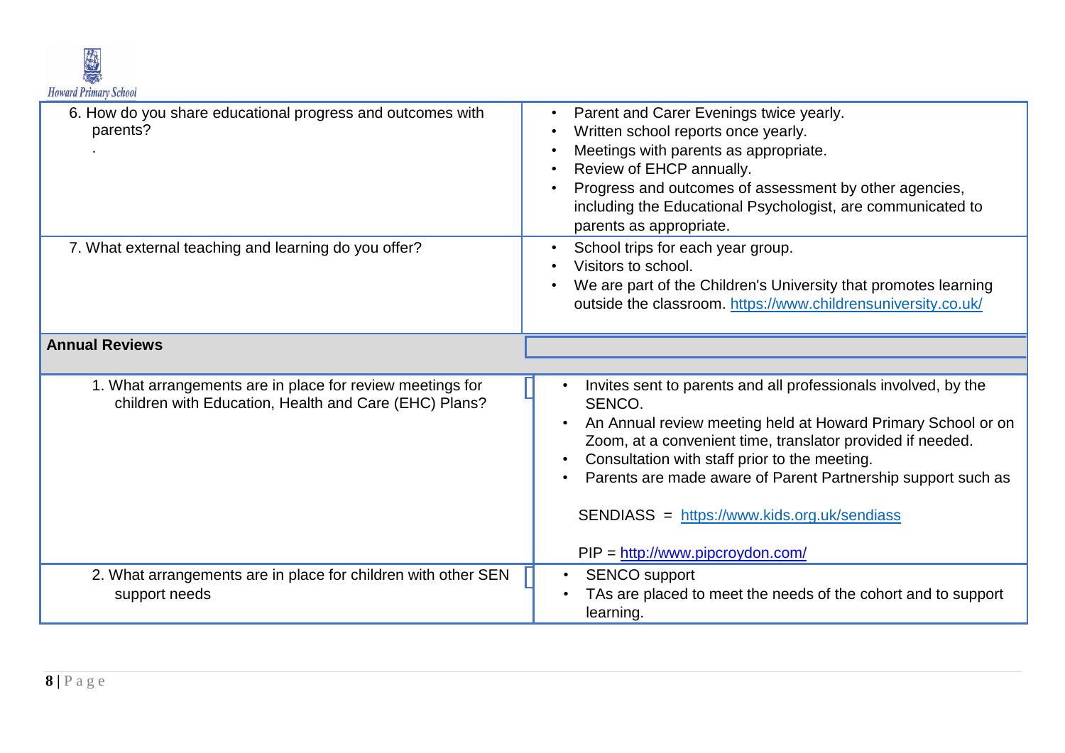| 6. How do you share educational progress and outcomes with parents?<br>. | • Parent and Carer Evenings twice yearly.<br>• Written school reports once yearly.<br>• Meetings with parents as appropriate.<br>• Review of EHCP annually.<br>• Progress and outcomes of assessment by other agencies, including the Educational Psychologist, are communicated to parents as appropriate. |
|---|---|
| 7. What external teaching and learning do you offer? | • School trips for each year group.<br>• Visitors to school.<br>• We are part of the Children's University that promotes learning outside the classroom. https://www.childrensuniversity.co.uk/ |
| **Annual Reviews** | |
| 1. What arrangements are in place for review meetings for children with Education, Health and Care (EHC) Plans? | • Invites sent to parents and all professionals involved, by the SENCO.<br>• An Annual review meeting held at Howard Primary School or on Zoom, at a convenient time, translator provided if needed.<br>• Consultation with staff prior to the meeting.<br>• Parents are made aware of Parent Partnership support such as<br><br>SENDIASS = https://www.kids.org.uk/sendiass<br><br>PIP = http://www.pipcroydon.com/ |
| 2. What arrangements are in place for children with other SEN support needs | • SENCO support<br>• TAs are placed to meet the needs of the cohort and to support learning. |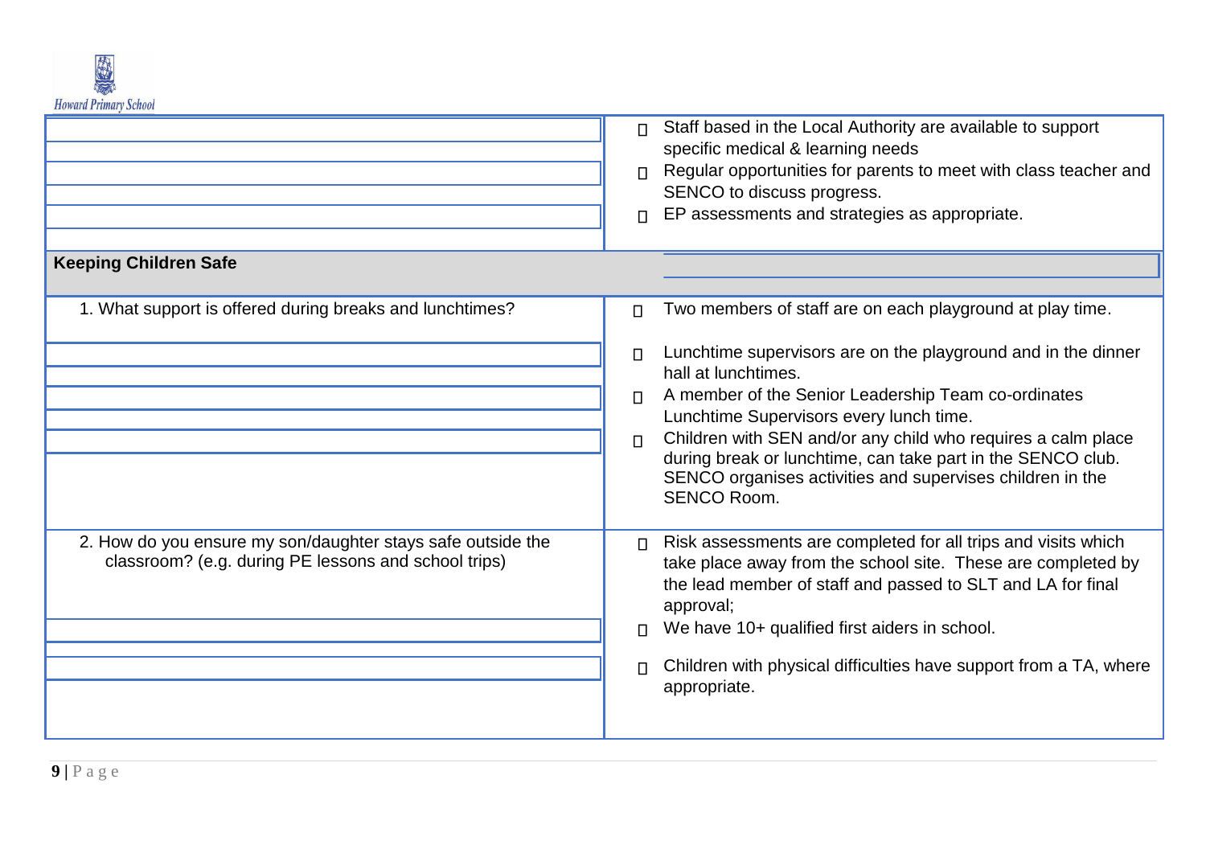| | |
|---|---|
| | • Staff based in the Local Authority are available to support specific medical & learning needs<br>• Regular opportunities for parents to meet with class teacher and SENCO to discuss progress.<br>• EP assessments and strategies as appropriate. |
| **Keeping Children Safe** | |
| 1. What support is offered during breaks and lunchtimes? | • Two members of staff are on each playground at play time.<br>• Lunchtime supervisors are on the playground and in the dinner hall at lunchtimes.<br>• A member of the Senior Leadership Team co-ordinates Lunchtime Supervisors every lunch time.<br>• Children with SEN and/or any child who requires a calm place during break or lunchtime, can take part in the SENCO club. SENCO organises activities and supervises children in the SENCO Room. |
| 2. How do you ensure my son/daughter stays safe outside the classroom? (e.g. during PE lessons and school trips) | • Risk assessments are completed for all trips and visits which take place away from the school site. These are completed by the lead member of staff and passed to SLT and LA for final approval;<br>• We have 10+ qualified first aiders in school.<br>• Children with physical difficulties have support from a TA, where appropriate. |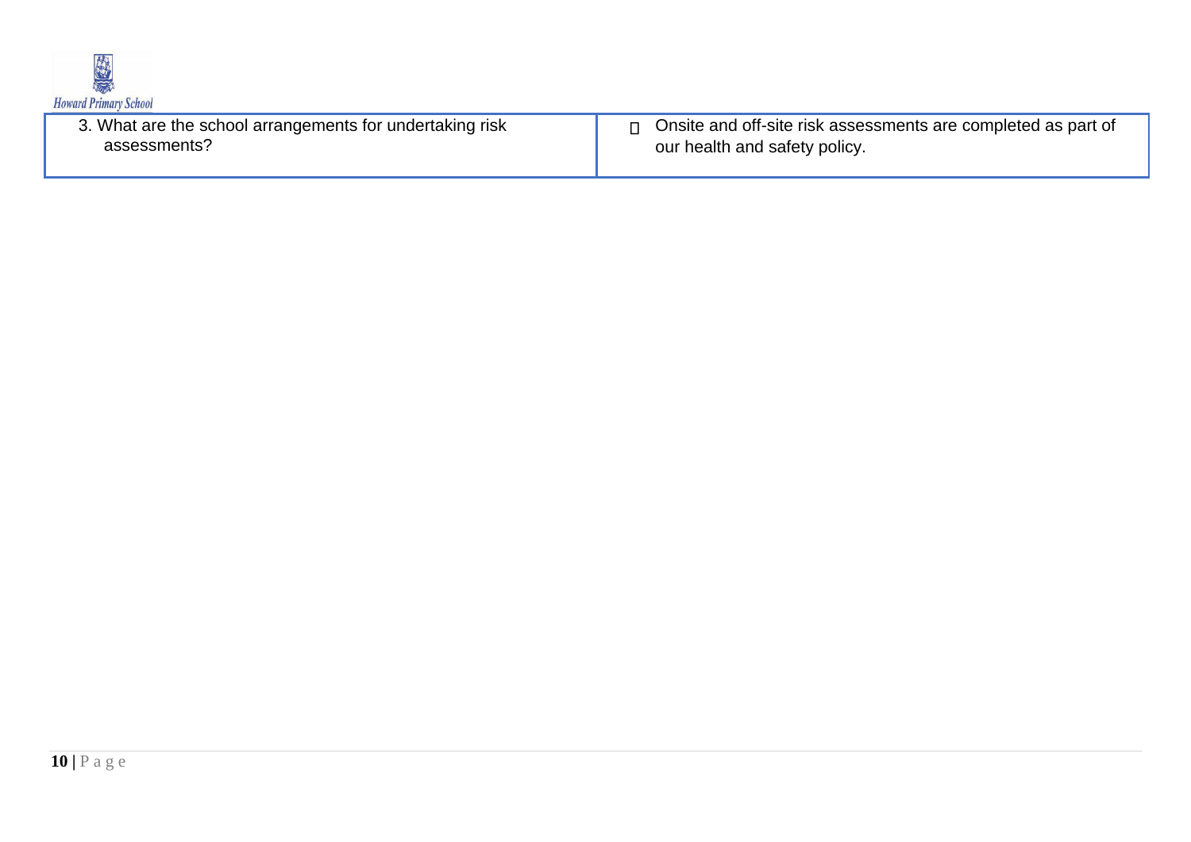| 3. What are the school arrangements for undertaking risk assessments? | - Onsite and off-site risk assessments are completed as part of our health and safety policy. |
|---|---|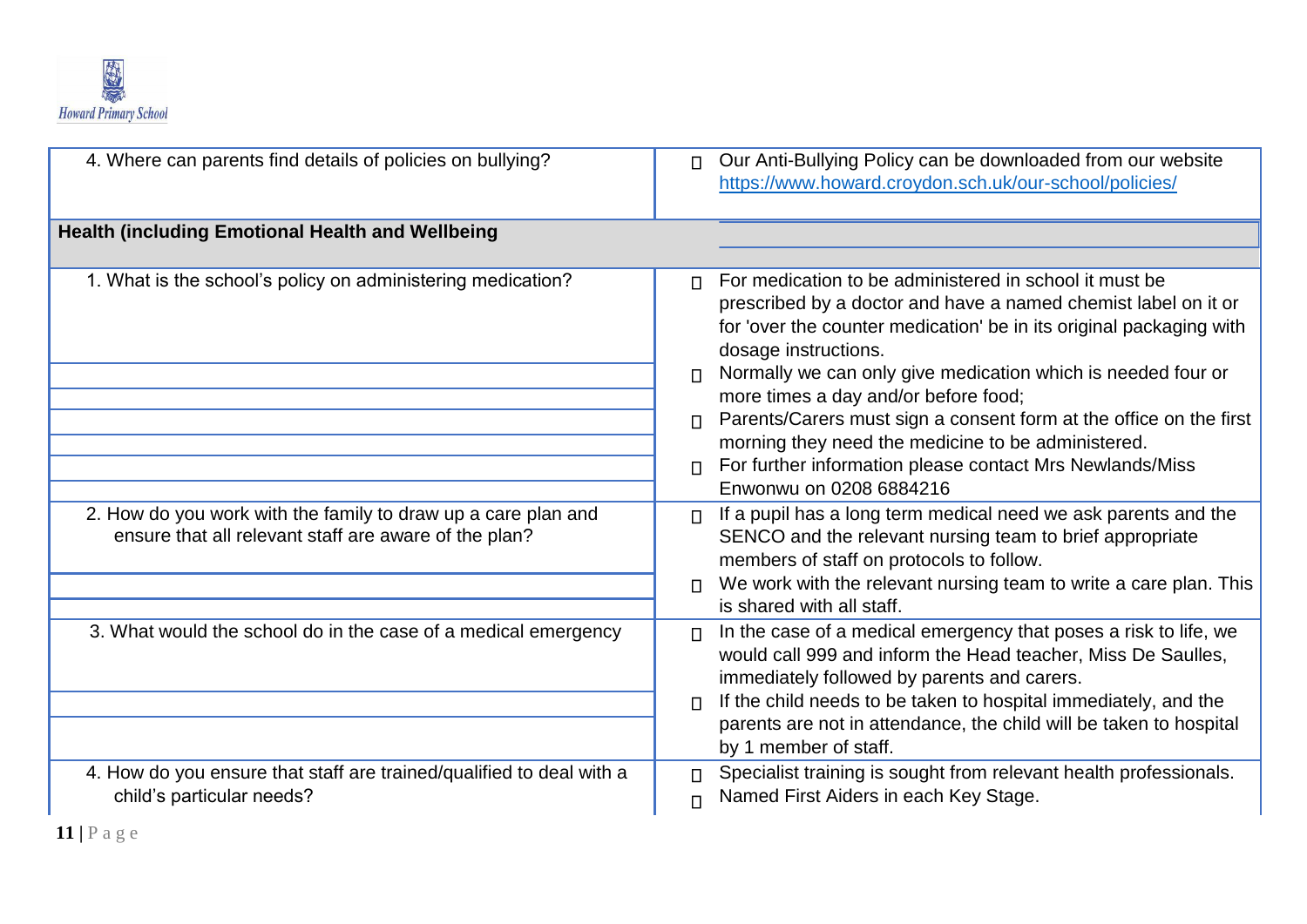| | |
|---|---|
| 4. Where can parents find details of policies on bullying? | - Our Anti-Bullying Policy can be downloaded from our website https://www.howard.croydon.sch.uk/our-school/policies/ |
| **Health (including Emotional Health and Wellbeing** | |
| 1. What is the school's policy on administering medication? | - For medication to be administered in school it must be prescribed by a doctor and have a named chemist label on it or for 'over the counter medication' be in its original packaging with dosage instructions.<br>- Normally we can only give medication which is needed four or more times a day and/or before food;<br>- Parents/Carers must sign a consent form at the office on the first morning they need the medicine to be administered.<br>- For further information please contact Mrs Newlands/Miss Enwonwu on 0208 6884216 |
| 2. How do you work with the family to draw up a care plan and ensure that all relevant staff are aware of the plan? | - If a pupil has a long term medical need we ask parents and the SENCO and the relevant nursing team to brief appropriate members of staff on protocols to follow.<br>- We work with the relevant nursing team to write a care plan. This is shared with all staff. |
| 3. What would the school do in the case of a medical emergency | - In the case of a medical emergency that poses a risk to life, we would call 999 and inform the Head teacher, Miss De Saulles, immediately followed by parents and carers.<br>- If the child needs to be taken to hospital immediately, and the parents are not in attendance, the child will be taken to hospital by 1 member of staff. |
| 4. How do you ensure that staff are trained/qualified to deal with a child's particular needs? | - Specialist training is sought from relevant health professionals.<br>- Named First Aiders in each Key Stage. |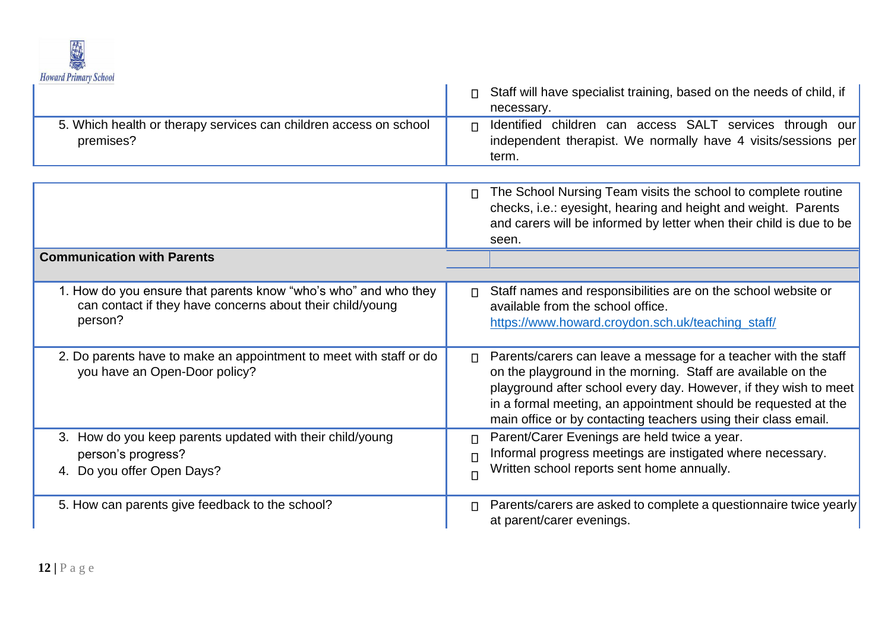| | |
|---|---|
| | - Staff will have specialist training, based on the needs of child, if necessary. |
| 5. Which health or therapy services can children access on school premises? | - Identified children can access SALT services through our independent therapist. We normally have 4 visits/sessions per term. |
| | - The School Nursing Team visits the school to complete routine checks, i.e.: eyesight, hearing and height and weight. Parents and carers will be informed by letter when their child is due to be seen. |
| **Communication with Parents** | |
| 1. How do you ensure that parents know "who's who" and who they can contact if they have concerns about their child/young person? | - Staff names and responsibilities are on the school website or available from the school office. [https://www.howard.croydon.sch.uk/teaching_staff/](https://www.howard.croydon.sch.uk/teaching_staff/) |
| 2. Do parents have to make an appointment to meet with staff or do you have an Open-Door policy? | - Parents/carers can leave a message for a teacher with the staff on the playground in the morning. Staff are available on the playground after school every day. However, if they wish to meet in a formal meeting, an appointment should be requested at the main office or by contacting teachers using their class email. |
| 3. How do you keep parents updated with their child/young person's progress? 4. Do you offer Open Days? | - Parent/Carer Evenings are held twice a year. - Informal progress meetings are instigated where necessary. - Written school reports sent home annually. |
| 5. How can parents give feedback to the school? | - Parents/carers are asked to complete a questionnaire twice yearly at parent/carer evenings. |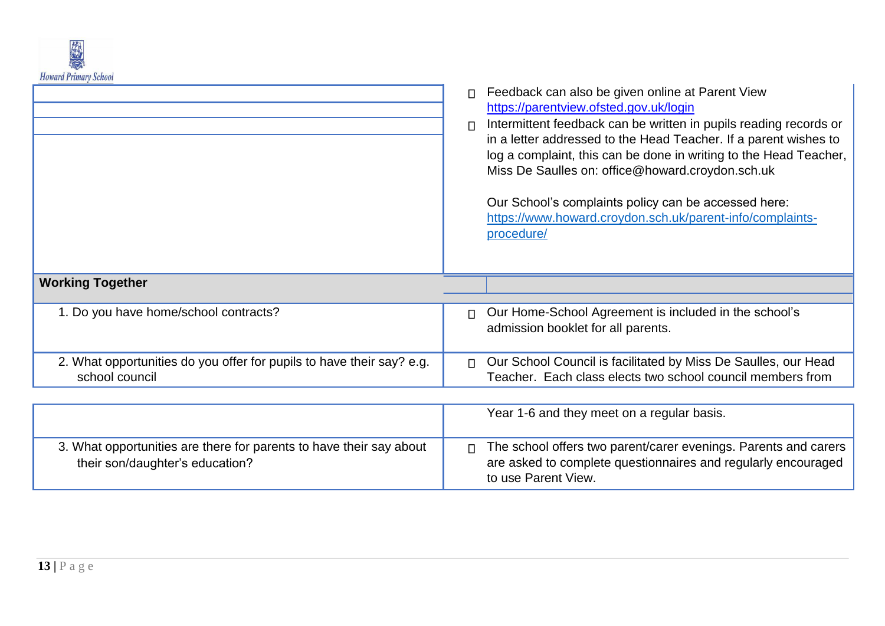| | |
|---|---|
| | - Feedback can also be given online at Parent View https://parentview.ofsted.gov.uk/login<br>- Intermittent feedback can be written in pupils reading records or in a letter addressed to the Head Teacher. If a parent wishes to log a complaint, this can be done in writing to the Head Teacher, Miss De Saulles on: office@howard.croydon.sch.uk<br><br>Our School's complaints policy can be accessed here: https://www.howard.croydon.sch.uk/parent-info/complaints-procedure/ |
| **Working Together** | |
| 1. Do you have home/school contracts? | - Our Home-School Agreement is included in the school's admission booklet for all parents. |
| 2. What opportunities do you offer for pupils to have their say? e.g. school council | - Our School Council is facilitated by Miss De Saulles, our Head Teacher. Each class elects two school council members from Year 1-6 and they meet on a regular basis. |
| 3. What opportunities are there for parents to have their say about their son/daughter's education? | - The school offers two parent/carer evenings. Parents and carers are asked to complete questionnaires and regularly encouraged to use Parent View. |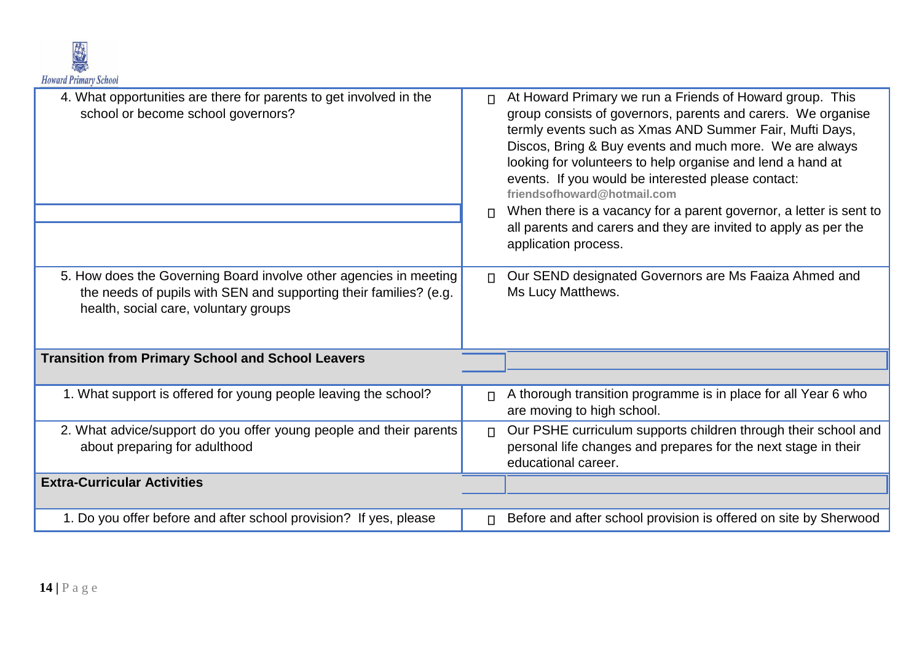| | |
|---|---|
| 4. What opportunities are there for parents to get involved in the school or become school governors? | - At Howard Primary we run a Friends of Howard group. This group consists of governors, parents and carers. We organise termly events such as Xmas AND Summer Fair, Mufti Days, Discos, Bring & Buy events and much more. We are always looking for volunteers to help organise and lend a hand at events. If you would be interested please contact: **friendsofhoward@hotmail.com**<br>- When there is a vacancy for a parent governor, a letter is sent to all parents and carers and they are invited to apply as per the application process. |
| 5. How does the Governing Board involve other agencies in meeting the needs of pupils with SEN and supporting their families? (e.g. health, social care, voluntary groups | - Our SEND designated Governors are Ms Faaiza Ahmed and Ms Lucy Matthews. |
| **Transition from Primary School and School Leavers** | |
| 1. What support is offered for young people leaving the school? | - A thorough transition programme is in place for all Year 6 who are moving to high school. |
| 2. What advice/support do you offer young people and their parents about preparing for adulthood | - Our PSHE curriculum supports children through their school and personal life changes and prepares for the next stage in their educational career. |
| **Extra-Curricular Activities** | |
| 1. Do you offer before and after school provision? If yes, please | - Before and after school provision is offered on site by Sherwood |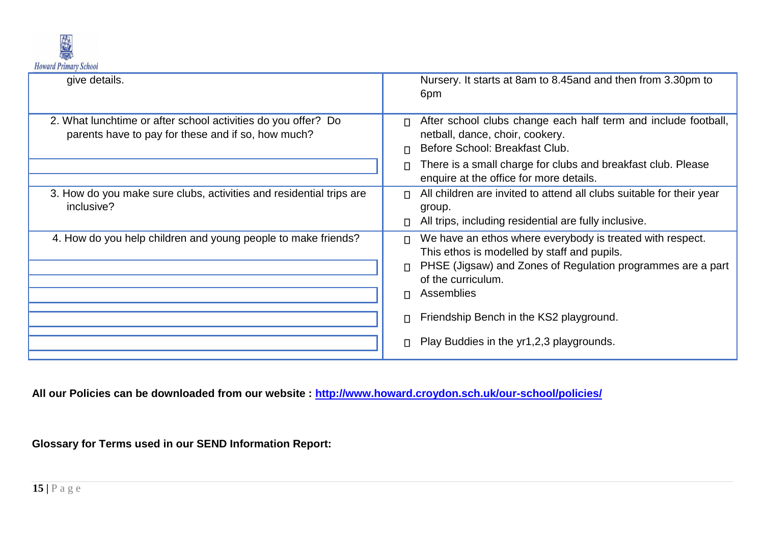| | |
|---|---|
| give details. | Nursery. It starts at 8am to 8.45and and then from 3.30pm to 6pm |
| 2. What lunchtime or after school activities do you offer? Do parents have to pay for these and if so, how much? | • After school clubs change each half term and include football, netball, dance, choir, cookery.<br>• Before School: Breakfast Club.<br>• There is a small charge for clubs and breakfast club. Please enquire at the office for more details. |
| 3. How do you make sure clubs, activities and residential trips are inclusive? | • All children are invited to attend all clubs suitable for their year group.<br>• All trips, including residential are fully inclusive. |
| 4. How do you help children and young people to make friends? | • We have an ethos where everybody is treated with respect. This ethos is modelled by staff and pupils.<br>• PHSE (Jigsaw) and Zones of Regulation programmes are a part of the curriculum.<br>• Assemblies<br>• Friendship Bench in the KS2 playground.<br>• Play Buddies in the yr1,2,3 playgrounds. |

**All our Policies can be downloaded from our website : [http://www.howard.croydon.sch.uk/our-school/policies/](http://www.howard.croydon.sch.uk/our-school/policies/)**

**Glossary for Terms used in our SEND Information Report:**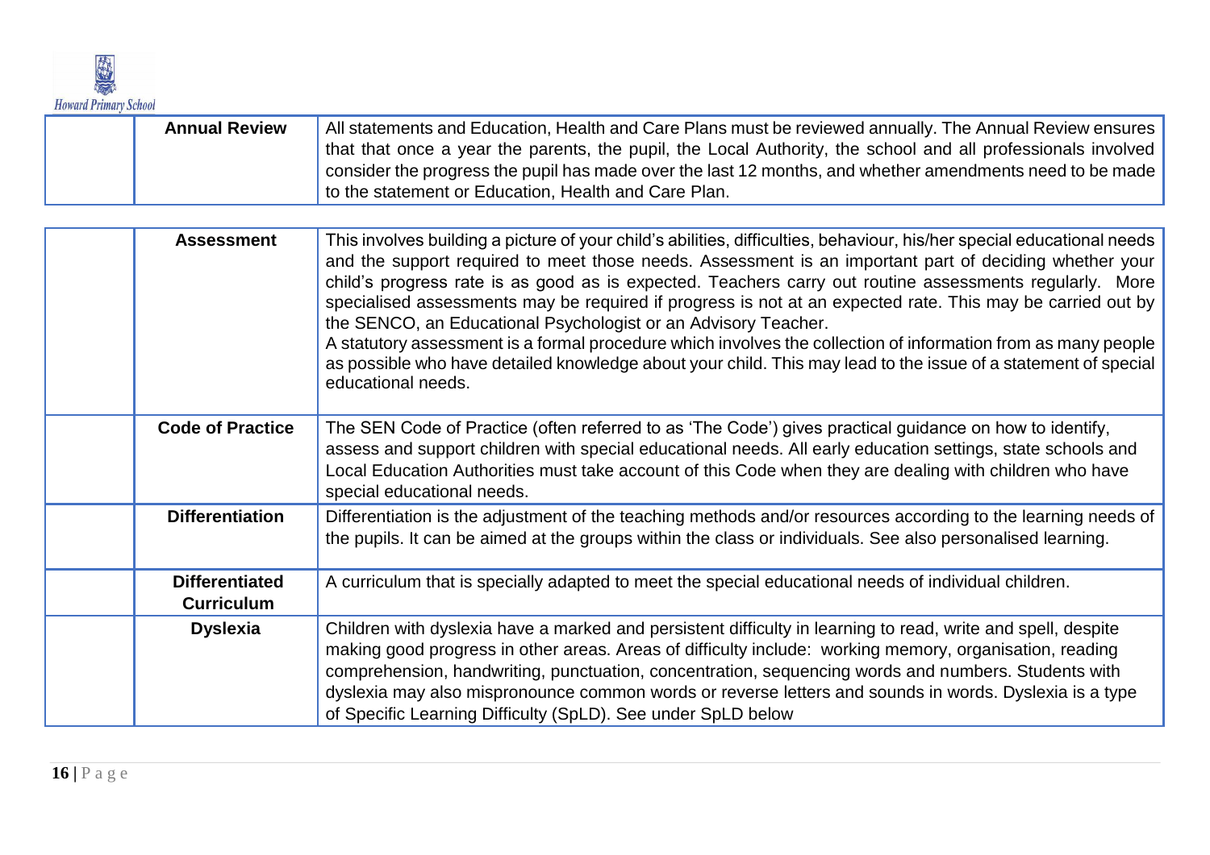| | | |
|---|---|---|
| | **Annual Review** | All statements and Education, Health and Care Plans must be reviewed annually. The Annual Review ensures that that once a year the parents, the pupil, the Local Authority, the school and all professionals involved consider the progress the pupil has made over the last 12 months, and whether amendments need to be made to the statement or Education, Health and Care Plan. |

| | | |
|---|---|---|
| | **Assessment** | This involves building a picture of your child's abilities, difficulties, behaviour, his/her special educational needs and the support required to meet those needs. Assessment is an important part of deciding whether your child's progress rate is as good as is expected. Teachers carry out routine assessments regularly. More specialised assessments may be required if progress is not at an expected rate. This may be carried out by the SENCO, an Educational Psychologist or an Advisory Teacher.<br>A statutory assessment is a formal procedure which involves the collection of information from as many people as possible who have detailed knowledge about your child. This may lead to the issue of a statement of special educational needs. |
| | **Code of Practice** | The SEN Code of Practice (often referred to as 'The Code') gives practical guidance on how to identify, assess and support children with special educational needs. All early education settings, state schools and Local Education Authorities must take account of this Code when they are dealing with children who have special educational needs. |
| | **Differentiation** | Differentiation is the adjustment of the teaching methods and/or resources according to the learning needs of the pupils. It can be aimed at the groups within the class or individuals. See also personalised learning. |
| | **Differentiated Curriculum** | A curriculum that is specially adapted to meet the special educational needs of individual children. |
| | **Dyslexia** | Children with dyslexia have a marked and persistent difficulty in learning to read, write and spell, despite making good progress in other areas. Areas of difficulty include: working memory, organisation, reading comprehension, handwriting, punctuation, concentration, sequencing words and numbers. Students with dyslexia may also mispronounce common words or reverse letters and sounds in words. Dyslexia is a type of Specific Learning Difficulty (SpLD). See under SpLD below |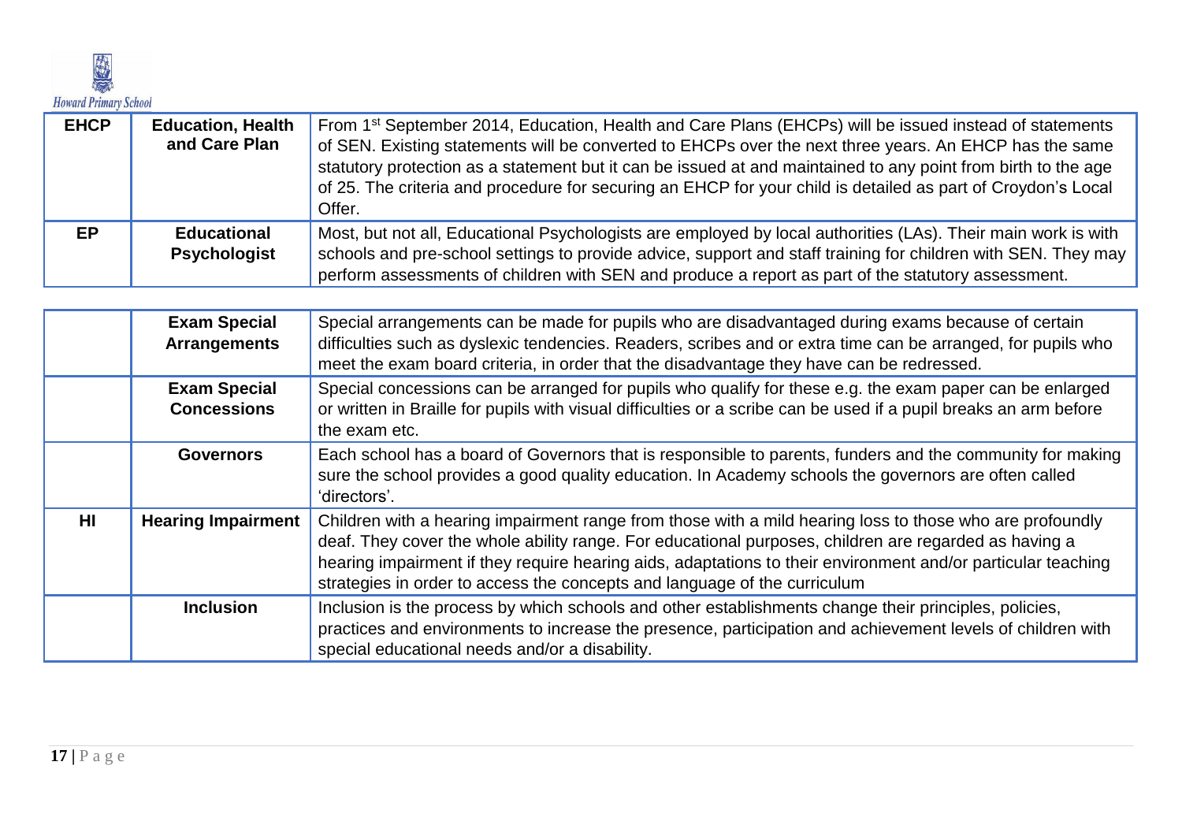| EHCP | Education, Health and Care Plan | From 1st September 2014, Education, Health and Care Plans (EHCPs) will be issued instead of statements of SEN. Existing statements will be converted to EHCPs over the next three years. An EHCP has the same statutory protection as a statement but it can be issued at and maintained to any point from birth to the age of 25. The criteria and procedure for securing an EHCP for your child is detailed as part of Croydon's Local Offer. |
|---|---|---|
| EP | Educational Psychologist | Most, but not all, Educational Psychologists are employed by local authorities (LAs). Their main work is with schools and pre-school settings to provide advice, support and staff training for children with SEN. They may perform assessments of children with SEN and produce a report as part of the statutory assessment. |

| | Exam Special Arrangements | Special arrangements can be made for pupils who are disadvantaged during exams because of certain difficulties such as dyslexic tendencies. Readers, scribes and or extra time can be arranged, for pupils who meet the exam board criteria, in order that the disadvantage they have can be redressed. |
|---|---|---|
| | Exam Special Concessions | Special concessions can be arranged for pupils who qualify for these e.g. the exam paper can be enlarged or written in Braille for pupils with visual difficulties or a scribe can be used if a pupil breaks an arm before the exam etc. |
| | Governors | Each school has a board of Governors that is responsible to parents, funders and the community for making sure the school provides a good quality education. In Academy schools the governors are often called 'directors'. |
| HI | Hearing Impairment | Children with a hearing impairment range from those with a mild hearing loss to those who are profoundly deaf. They cover the whole ability range. For educational purposes, children are regarded as having a hearing impairment if they require hearing aids, adaptations to their environment and/or particular teaching strategies in order to access the concepts and language of the curriculum |
| | Inclusion | Inclusion is the process by which schools and other establishments change their principles, policies, practices and environments to increase the presence, participation and achievement levels of children with special educational needs and/or a disability. |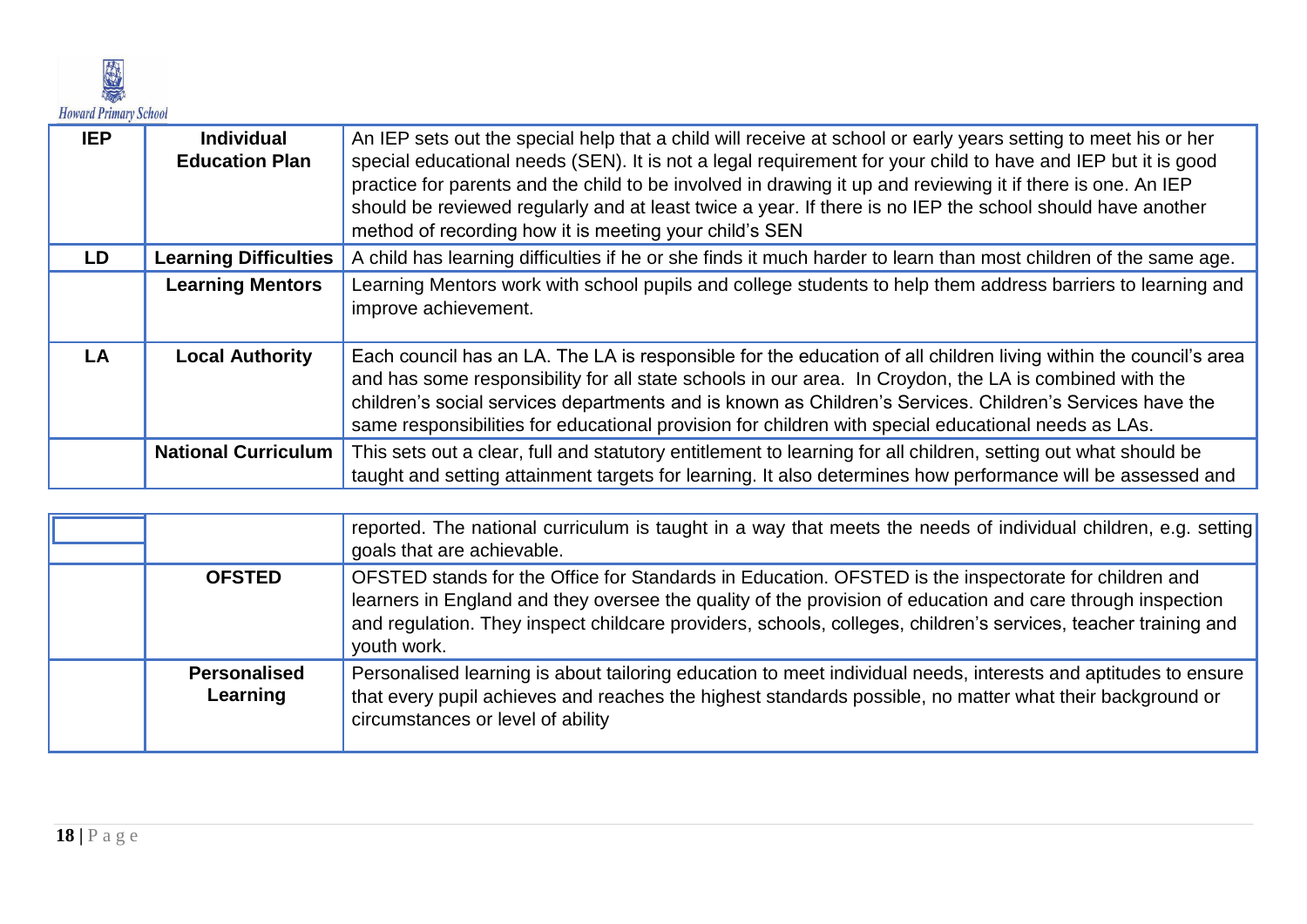| IEP | Individual Education Plan | An IEP sets out the special help that a child will receive at school or early years setting to meet his or her special educational needs (SEN). It is not a legal requirement for your child to have and IEP but it is good practice for parents and the child to be involved in drawing it up and reviewing it if there is one. An IEP should be reviewed regularly and at least twice a year. If there is no IEP the school should have another method of recording how it is meeting your child's SEN |
|---|---|---|
| LD | Learning Difficulties | A child has learning difficulties if he or she finds it much harder to learn than most children of the same age. |
| | Learning Mentors | Learning Mentors work with school pupils and college students to help them address barriers to learning and improve achievement. |
| LA | Local Authority | Each council has an LA. The LA is responsible for the education of all children living within the council's area and has some responsibility for all state schools in our area. In Croydon, the LA is combined with the children's social services departments and is known as Children's Services. Children's Services have the same responsibilities for educational provision for children with special educational needs as LAs. |
| | National Curriculum | This sets out a clear, full and statutory entitlement to learning for all children, setting out what should be taught and setting attainment targets for learning. It also determines how performance will be assessed and reported. The national curriculum is taught in a way that meets the needs of individual children, e.g. setting goals that are achievable. |
| | OFSTED | OFSTED stands for the Office for Standards in Education. OFSTED is the inspectorate for children and learners in England and they oversee the quality of the provision of education and care through inspection and regulation. They inspect childcare providers, schools, colleges, children's services, teacher training and youth work. |
| | Personalised Learning | Personalised learning is about tailoring education to meet individual needs, interests and aptitudes to ensure that every pupil achieves and reaches the highest standards possible, no matter what their background or circumstances or level of ability |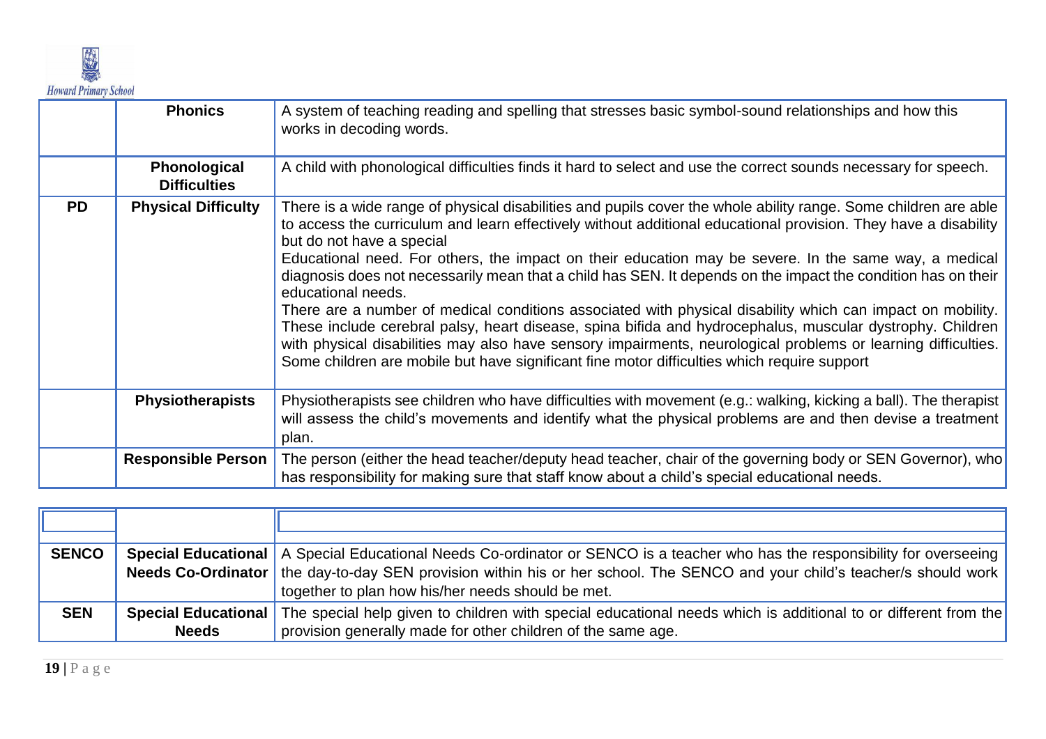| | | |
|---|---|---|
| | **Phonics** | A system of teaching reading and spelling that stresses basic symbol-sound relationships and how this works in decoding words. |
| | **Phonological Difficulties** | A child with phonological difficulties finds it hard to select and use the correct sounds necessary for speech. |
| **PD** | **Physical Difficulty** | There is a wide range of physical disabilities and pupils cover the whole ability range. Some children are able to access the curriculum and learn effectively without additional educational provision. They have a disability but do not have a special Educational need. For others, the impact on their education may be severe. In the same way, a medical diagnosis does not necessarily mean that a child has SEN. It depends on the impact the condition has on their educational needs. There are a number of medical conditions associated with physical disability which can impact on mobility. These include cerebral palsy, heart disease, spina bifida and hydrocephalus, muscular dystrophy. Children with physical disabilities may also have sensory impairments, neurological problems or learning difficulties. Some children are mobile but have significant fine motor difficulties which require support |
| | **Physiotherapists** | Physiotherapists see children who have difficulties with movement (e.g.: walking, kicking a ball). The therapist will assess the child's movements and identify what the physical problems are and then devise a treatment plan. |
| | **Responsible Person** | The person (either the head teacher/deputy head teacher, chair of the governing body or SEN Governor), who has responsibility for making sure that staff know about a child's special educational needs. |

| | | |
|---|---|---|
| **SENCO** | **Special Educational Needs Co-Ordinator** | A Special Educational Needs Co-ordinator or SENCO is a teacher who has the responsibility for overseeing the day-to-day SEN provision within his or her school. The SENCO and your child's teacher/s should work together to plan how his/her needs should be met. |
| **SEN** | **Special Educational Needs** | The special help given to children with special educational needs which is additional to or different from the provision generally made for other children of the same age. |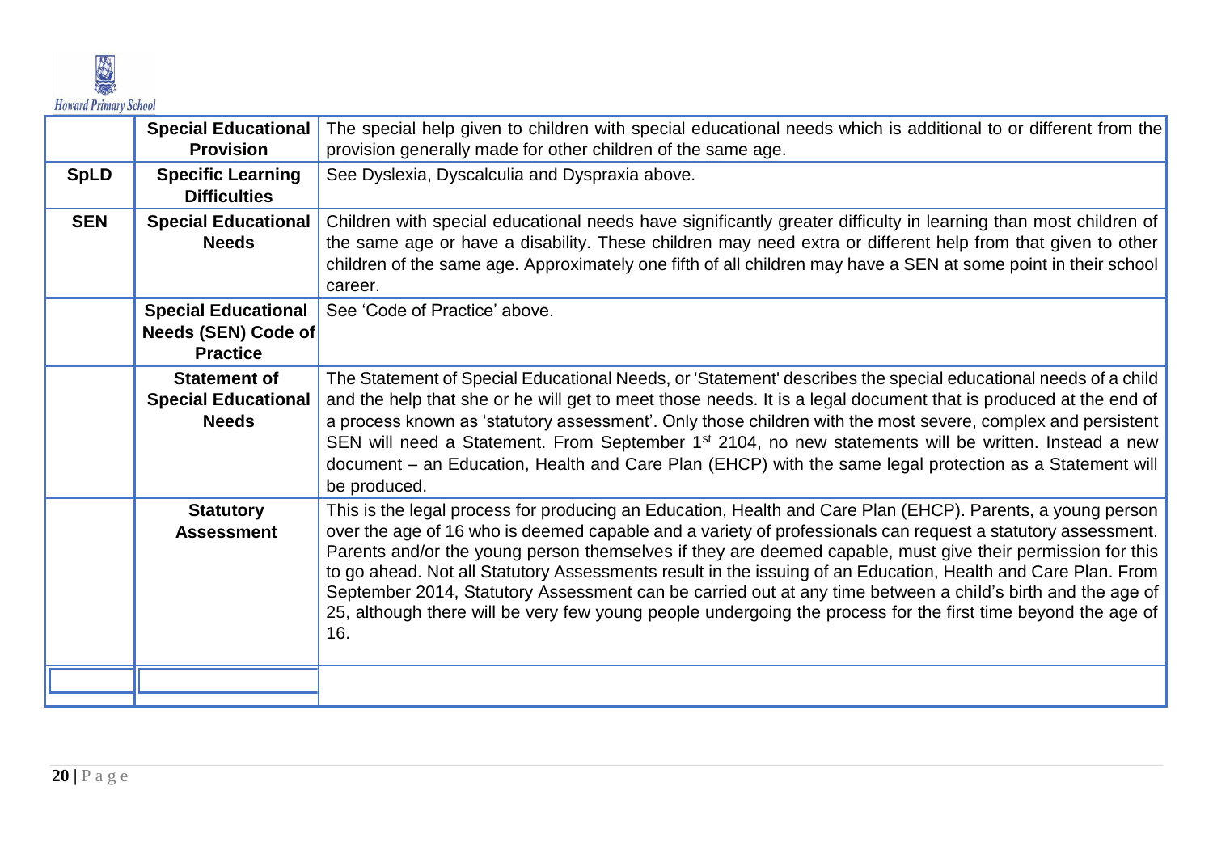| | | |
|---|---|---|
| | **Special Educational Provision** | The special help given to children with special educational needs which is additional to or different from the provision generally made for other children of the same age. |
| **SpLD** | **Specific Learning Difficulties** | See Dyslexia, Dyscalculia and Dyspraxia above. |
| **SEN** | **Special Educational Needs** | Children with special educational needs have significantly greater difficulty in learning than most children of the same age or have a disability. These children may need extra or different help from that given to other children of the same age. Approximately one fifth of all children may have a SEN at some point in their school career. |
| | **Special Educational Needs (SEN) Code of Practice** | See 'Code of Practice' above. |
| | **Statement of Special Educational Needs** | The Statement of Special Educational Needs, or 'Statement' describes the special educational needs of a child and the help that she or he will get to meet those needs. It is a legal document that is produced at the end of a process known as 'statutory assessment'. Only those children with the most severe, complex and persistent SEN will need a Statement. From September 1st 2104, no new statements will be written. Instead a new document – an Education, Health and Care Plan (EHCP) with the same legal protection as a Statement will be produced. |
| | **Statutory Assessment** | This is the legal process for producing an Education, Health and Care Plan (EHCP). Parents, a young person over the age of 16 who is deemed capable and a variety of professionals can request a statutory assessment. Parents and/or the young person themselves if they are deemed capable, must give their permission for this to go ahead. Not all Statutory Assessments result in the issuing of an Education, Health and Care Plan. From September 2014, Statutory Assessment can be carried out at any time between a child's birth and the age of 25, although there will be very few young people undergoing the process for the first time beyond the age of 16. |
| | | |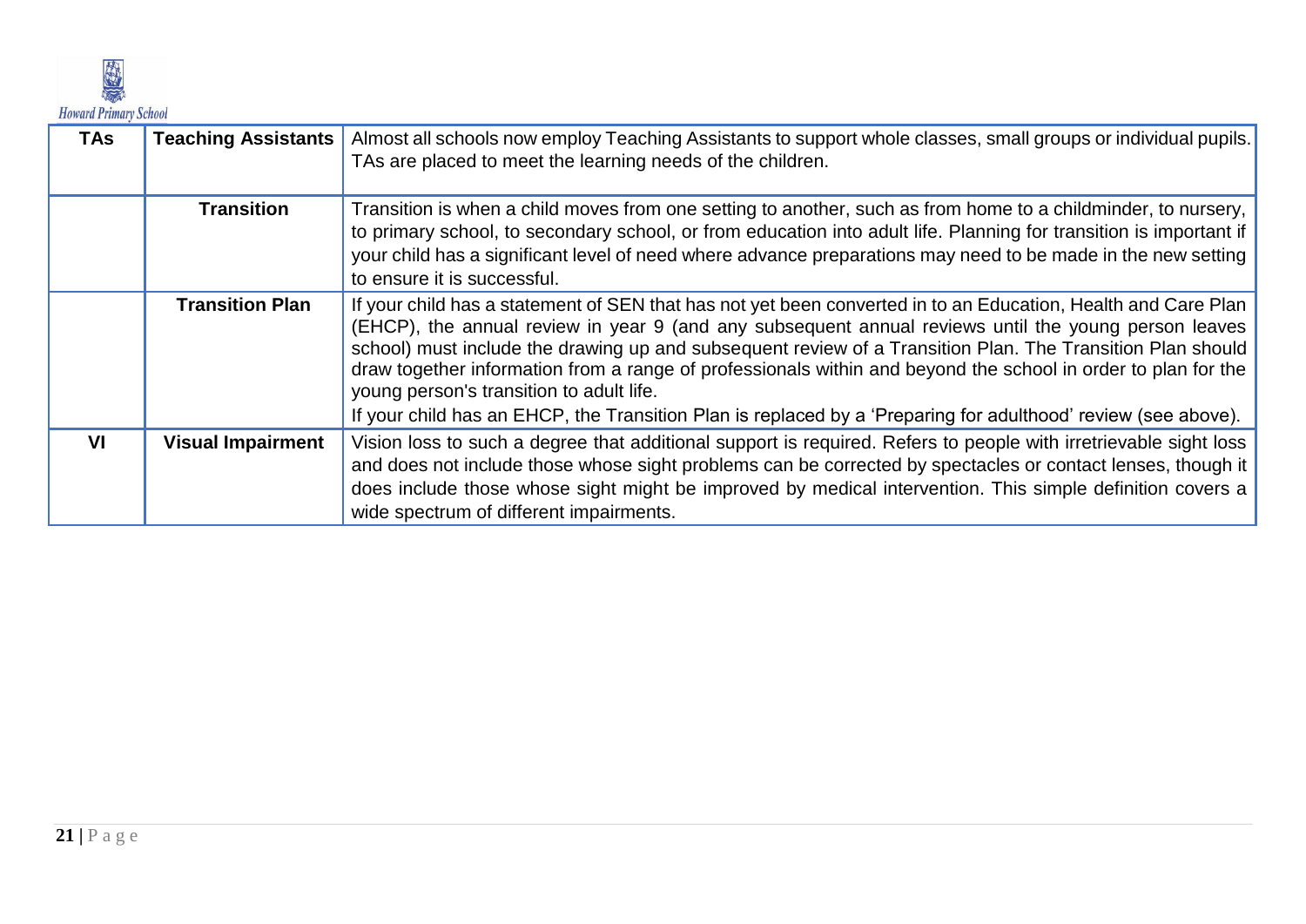| | | |
|---|---|---|
| **TAs** | **Teaching Assistants** | Almost all schools now employ Teaching Assistants to support whole classes, small groups or individual pupils. TAs are placed to meet the learning needs of the children. |
| | **Transition** | Transition is when a child moves from one setting to another, such as from home to a childminder, to nursery, to primary school, to secondary school, or from education into adult life. Planning for transition is important if your child has a significant level of need where advance preparations may need to be made in the new setting to ensure it is successful. |
| | **Transition Plan** | If your child has a statement of SEN that has not yet been converted in to an Education, Health and Care Plan (EHCP), the annual review in year 9 (and any subsequent annual reviews until the young person leaves school) must include the drawing up and subsequent review of a Transition Plan. The Transition Plan should draw together information from a range of professionals within and beyond the school in order to plan for the young person's transition to adult life.<br>If your child has an EHCP, the Transition Plan is replaced by a 'Preparing for adulthood' review (see above). |
| **VI** | **Visual Impairment** | Vision loss to such a degree that additional support is required. Refers to people with irretrievable sight loss and does not include those whose sight problems can be corrected by spectacles or contact lenses, though it does include those whose sight might be improved by medical intervention. This simple definition covers a wide spectrum of different impairments. |